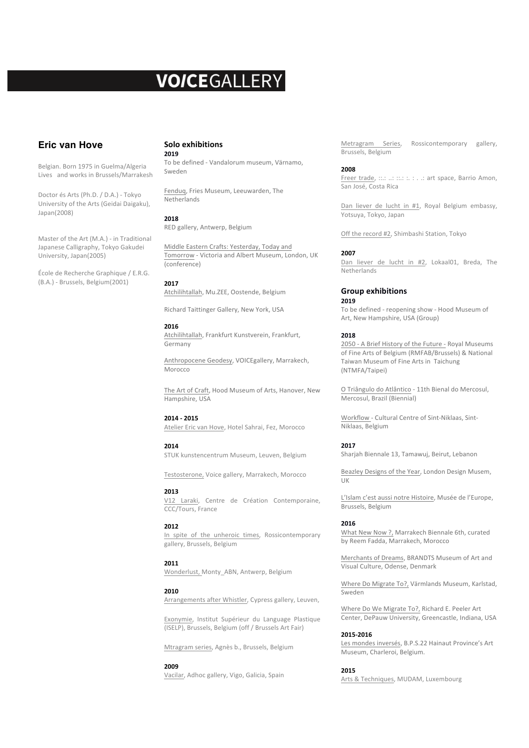# VOICEGALLERY

## Eric van Hove

Belgian. Born 1975 in Guelma/Algeria
Lives and works in Brussels/Marrakesh

Doctor és Arts (Ph.D. / D.A.) - Tokyo University of the Arts (Geidai Daigaku), Japan(2008)

Master of the Art (M.A.) - in Traditional Japanese Calligraphy, Tokyo Gakudei University, Japan(2005)

École de Recherche Graphique / E.R.G. (B.A.) - Brussels, Belgium(2001)

### Solo exhibitions

**2019**

To be defined - Vandalorum museum, Värnamo, Sweden

Fenduq, Fries Museum, Leeuwarden, The Netherlands

**2018**

RED gallery, Antwerp, Belgium

Middle Eastern Crafts: Yesterday, Today and Tomorrow - Victoria and Albert Museum, London, UK (conference)

**2017**

Atchilihtallah, Mu.ZEE, Oostende, Belgium

Richard Taittinger Gallery, New York, USA

**2016**

Atchilihtallah, Frankfurt Kunstverein, Frankfurt, Germany

Anthropocene Geodesy, VOICEgallery, Marrakech, Morocco

The Art of Craft, Hood Museum of Arts, Hanover, New Hampshire, USA

**2014 - 2015**

Atelier Eric van Hove, Hotel Sahrai, Fez, Morocco

**2014**

STUK kunstencentrum Museum, Leuven, Belgium

Testosterone, Voice gallery, Marrakech, Morocco

**2013**

V12 Laraki, Centre de Création Contemporaine, CCC/Tours, France

**2012**

In spite of the unheroic times, Rossicontemporary gallery, Brussels, Belgium

**2011**

Wonderlust, Monty_ABN, Antwerp, Belgium

**2010**

Arrangements after Whistler, Cypress gallery, Leuven,

Exonymie, Institut Supérieur du Language Plastique (ISELP), Brussels, Belgium (off / Brussels Art Fair)

Mtragram series, Agnès b., Brussels, Belgium

**2009**

Vacilar, Adhoc gallery, Vigo, Galicia, Spain

Metragram Series, Rossicontemporary gallery, Brussels, Belgium

**2008**

Freer trade, ::.: ..: ::.: :. : . .: art space, Barrio Amon, San José, Costa Rica

Dan liever de lucht in #1, Royal Belgium embassy, Yotsuya, Tokyo, Japan

Off the record #2, Shimbashi Station, Tokyo

**2007**

Dan liever de lucht in #2, Lokaal01, Breda, The Netherlands

### Group exhibitions

**2019**

To be defined - reopening show - Hood Museum of Art, New Hampshire, USA (Group)

**2018**

2050 - A Brief History of the Future - Royal Museums of Fine Arts of Belgium (RMFAB/Brussels) & National Taiwan Museum of Fine Arts in Taichung (NTMFA/Taipei)

O Triângulo do Atlântico - 11th Bienal do Mercosul, Mercosul, Brazil (Biennial)

Workflow - Cultural Centre of Sint-Niklaas, Sint-Niklaas, Belgium

**2017**

Sharjah Biennale 13, Tamawuj, Beirut, Lebanon

Beazley Designs of the Year, London Design Musem, UK

L'Islam c'est aussi notre Histoire, Musée de l'Europe, Brussels, Belgium

**2016**

What New Now ?, Marrakech Biennale 6th, curated by Reem Fadda, Marrakech, Morocco

Merchants of Dreams, BRANDTS Museum of Art and Visual Culture, Odense, Denmark

Where Do Migrate To?, Värmlands Museum, Karlstad, Sweden

Where Do We Migrate To?, Richard E. Peeler Art Center, DePauw University, Greencastle, Indiana, USA

**2015-2016**

Les mondes inversés, B.P.S.22 Hainaut Province's Art Museum, Charleroi, Belgium.

**2015**

Arts & Techniques, MUDAM, Luxembourg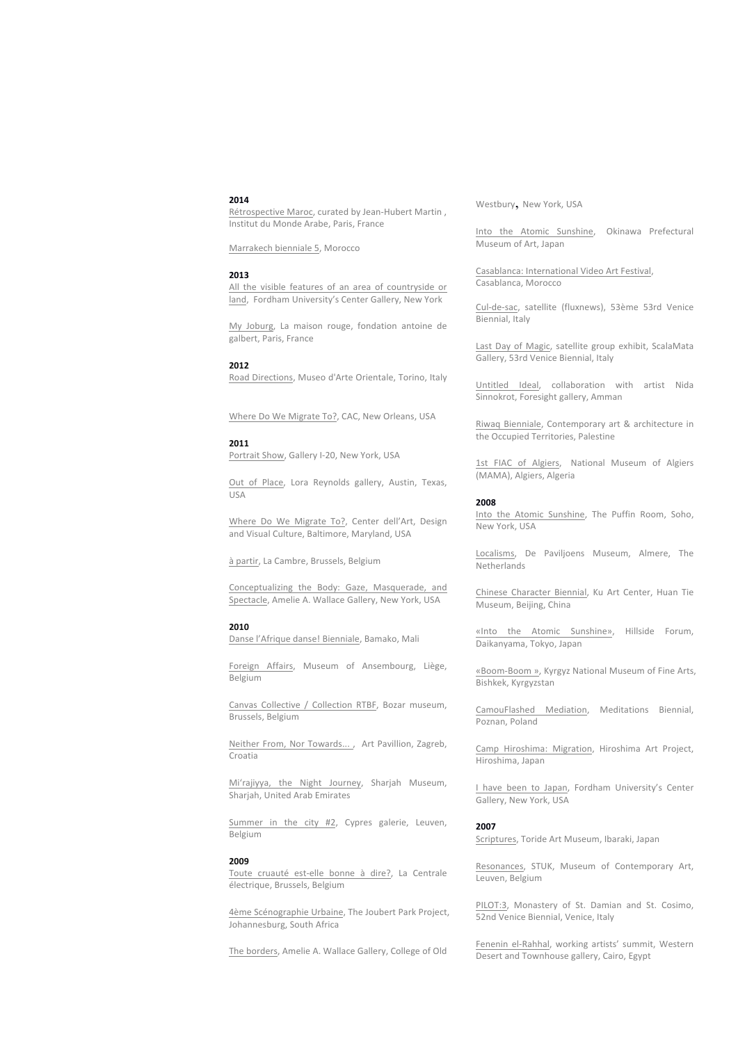**2014**

Rétrospective Maroc, curated by Jean-Hubert Martin , Institut du Monde Arabe, Paris, France

Marrakech bienniale 5, Morocco

**2013**

All the visible features of an area of countryside or land, Fordham University's Center Gallery, New York

My Joburg, La maison rouge, fondation antoine de galbert, Paris, France

**2012**

Road Directions, Museo d'Arte Orientale, Torino, Italy

Where Do We Migrate To?, CAC, New Orleans, USA

**2011**

Portrait Show, Gallery I-20, New York, USA

Out of Place, Lora Reynolds gallery, Austin, Texas, USA

Where Do We Migrate To?, Center dell'Art, Design and Visual Culture, Baltimore, Maryland, USA

à partir, La Cambre, Brussels, Belgium

Conceptualizing the Body: Gaze, Masquerade, and Spectacle, Amelie A. Wallace Gallery, New York, USA

**2010**

Danse l'Afrique danse! Bienniale, Bamako, Mali

Foreign Affairs, Museum of Ansembourg, Liège, Belgium

Canvas Collective / Collection RTBF, Bozar museum, Brussels, Belgium

Neither From, Nor Towards... , Art Pavillion, Zagreb, Croatia

Mi'rajiyya, the Night Journey, Sharjah Museum, Sharjah, United Arab Emirates

Summer in the city #2, Cypres galerie, Leuven, Belgium

**2009**

Toute cruauté est-elle bonne à dire?, La Centrale électrique, Brussels, Belgium

4ème Scénographie Urbaine, The Joubert Park Project, Johannesburg, South Africa

The borders, Amelie A. Wallace Gallery, College of Old Westbury, New York, USA

Into the Atomic Sunshine, Okinawa Prefectural Museum of Art, Japan

Casablanca: International Video Art Festival, Casablanca, Morocco

Cul-de-sac, satellite (fluxnews), 53ème 53rd Venice Biennial, Italy

Last Day of Magic, satellite group exhibit, ScalaMata Gallery, 53rd Venice Biennial, Italy

Untitled Ideal, collaboration with artist Nida Sinnokrot, Foresight gallery, Amman

Riwaq Bienniale, Contemporary art & architecture in the Occupied Territories, Palestine

1st FIAC of Algiers, National Museum of Algiers (MAMA), Algiers, Algeria

**2008**

Into the Atomic Sunshine, The Puffin Room, Soho, New York, USA

Localisms, De Paviljoens Museum, Almere, The Netherlands

Chinese Character Biennial, Ku Art Center, Huan Tie Museum, Beijing, China

«Into the Atomic Sunshine», Hillside Forum, Daikanyama, Tokyo, Japan

«Boom-Boom », Kyrgyz National Museum of Fine Arts, Bishkek, Kyrgyzstan

CamouFlashed Mediation, Meditations Biennial, Poznan, Poland

Camp Hiroshima: Migration, Hiroshima Art Project, Hiroshima, Japan

I have been to Japan, Fordham University's Center Gallery, New York, USA

**2007**

Scriptures, Toride Art Museum, Ibaraki, Japan

Resonances, STUK, Museum of Contemporary Art, Leuven, Belgium

PILOT:3, Monastery of St. Damian and St. Cosimo, 52nd Venice Biennial, Venice, Italy

Fenenin el-Rahhal, working artists' summit, Western Desert and Townhouse gallery, Cairo, Egypt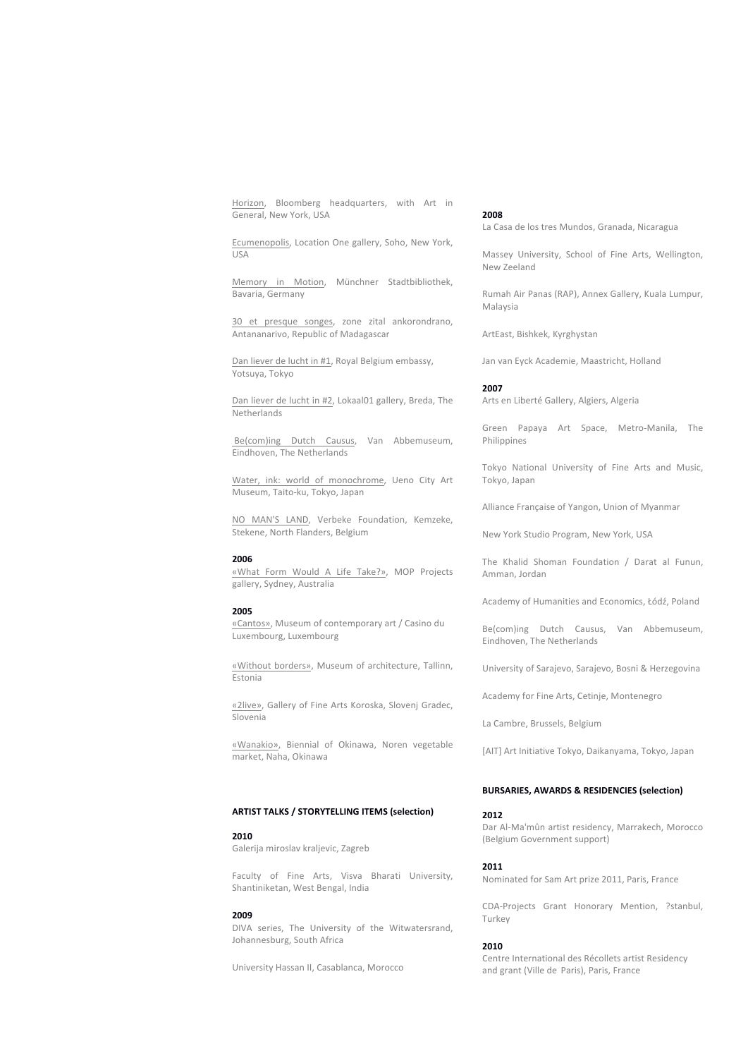Horizon, Bloomberg headquarters, with Art in General, New York, USA

Ecumenopolis, Location One gallery, Soho, New York, USA

Memory in Motion, Münchner Stadtbibliothek, Bavaria, Germany

30 et presque songes, zone zital ankorondrano, Antananarivo, Republic of Madagascar

Dan liever de lucht in #1, Royal Belgium embassy, Yotsuya, Tokyo

Dan liever de lucht in #2, Lokaal01 gallery, Breda, The Netherlands

Be(com)ing Dutch Causus, Van Abbemuseum, Eindhoven, The Netherlands

Water, ink: world of monochrome, Ueno City Art Museum, Taito-ku, Tokyo, Japan

NO MAN'S LAND, Verbeke Foundation, Kemzeke, Stekene, North Flanders, Belgium

**2006**
«What Form Would A Life Take?», MOP Projects gallery, Sydney, Australia

**2005**
«Cantos», Museum of contemporary art / Casino du Luxembourg, Luxembourg

«Without borders», Museum of architecture, Tallinn, Estonia

«2live», Gallery of Fine Arts Koroska, Slovenj Gradec, Slovenia

«Wanakio», Biennial of Okinawa, Noren vegetable market, Naha, Okinawa

**ARTIST TALKS / STORYTELLING ITEMS (selection)**

**2010**
Galerija miroslav kraljevic, Zagreb

Faculty of Fine Arts, Visva Bharati University, Shantiniketan, West Bengal, India

**2009**
DIVA series, The University of the Witwatersrand, Johannesburg, South Africa

University Hassan II, Casablanca, Morocco

**2008**
La Casa de los tres Mundos, Granada, Nicaragua

Massey University, School of Fine Arts, Wellington, New Zeeland

Rumah Air Panas (RAP), Annex Gallery, Kuala Lumpur, Malaysia

ArtEast, Bishkek, Kyrghystan

Jan van Eyck Academie, Maastricht, Holland

**2007**
Arts en Liberté Gallery, Algiers, Algeria

Green Papaya Art Space, Metro-Manila, The Philippines

Tokyo National University of Fine Arts and Music, Tokyo, Japan

Alliance Française of Yangon, Union of Myanmar

New York Studio Program, New York, USA

The Khalid Shoman Foundation / Darat al Funun, Amman, Jordan

Academy of Humanities and Economics, Łódź, Poland

Be(com)ing Dutch Causus, Van Abbemuseum, Eindhoven, The Netherlands

University of Sarajevo, Sarajevo, Bosni & Herzegovina

Academy for Fine Arts, Cetinje, Montenegro

La Cambre, Brussels, Belgium

[AIT] Art Initiative Tokyo, Daikanyama, Tokyo, Japan

**BURSARIES, AWARDS & RESIDENCIES (selection)**

**2012**
Dar Al-Ma'mûn artist residency, Marrakech, Morocco (Belgium Government support)

**2011**
Nominated for Sam Art prize 2011, Paris, France

CDA-Projects Grant Honorary Mention, ?stanbul, Turkey

**2010**
Centre International des Récollets artist Residency and grant (Ville de Paris), Paris, France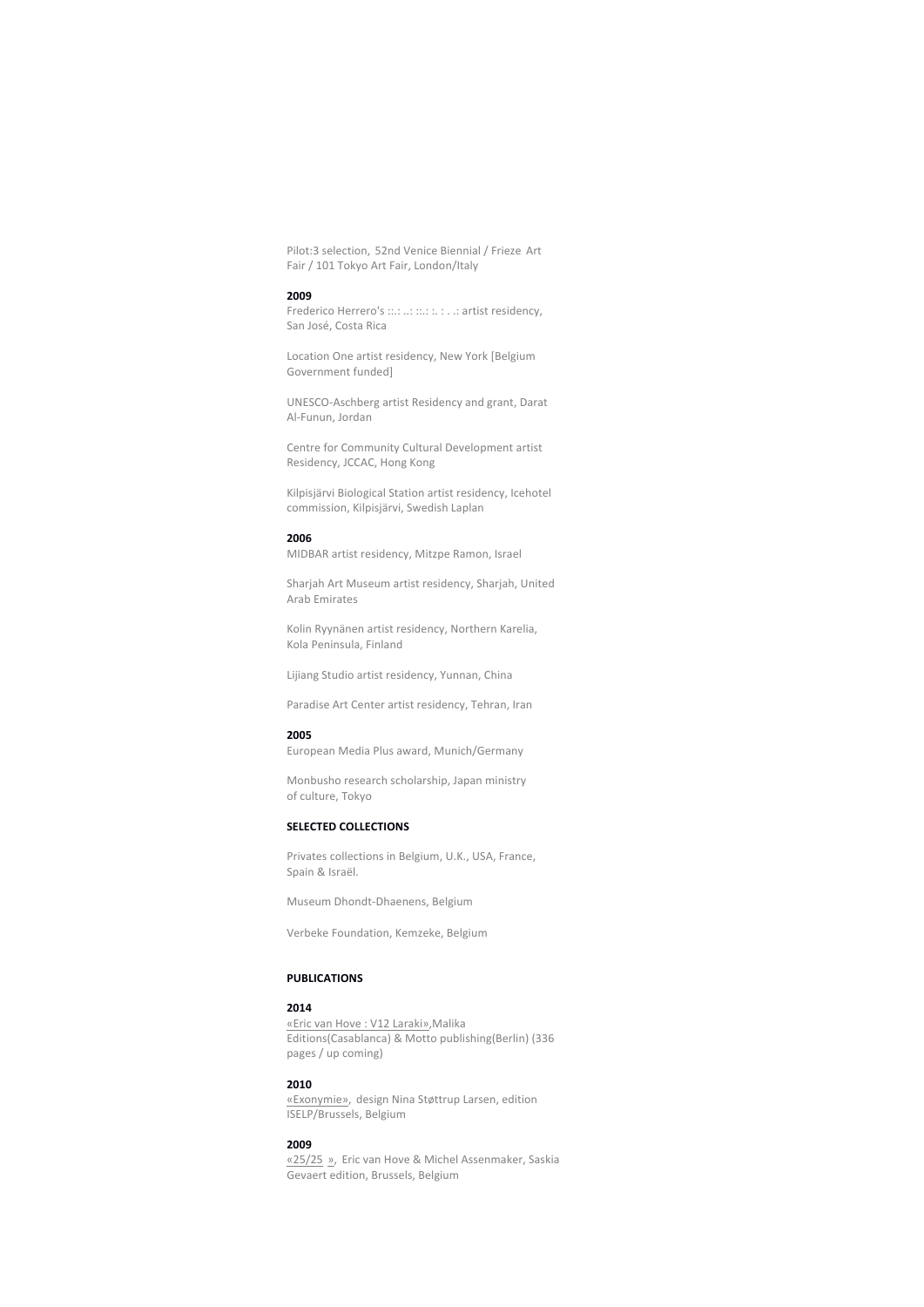Pilot:3 selection, 52nd Venice Biennial / Frieze Art Fair / 101 Tokyo Art Fair, London/Italy

**2009**

Frederico Herrero's ::.: ..: ::.: :. : . .: artist residency, San José, Costa Rica

Location One artist residency, New York [Belgium Government funded]

UNESCO-Aschberg artist Residency and grant, Darat Al-Funun, Jordan

Centre for Community Cultural Development artist Residency, JCCAC, Hong Kong

Kilpisjärvi Biological Station artist residency, Icehotel commission, Kilpisjärvi, Swedish Laplan

**2006**

MIDBAR artist residency, Mitzpe Ramon, Israel

Sharjah Art Museum artist residency, Sharjah, United Arab Emirates

Kolin Ryynänen artist residency, Northern Karelia, Kola Peninsula, Finland

Lijiang Studio artist residency, Yunnan, China

Paradise Art Center artist residency, Tehran, Iran

**2005**

European Media Plus award, Munich/Germany

Monbusho research scholarship, Japan ministry of culture, Tokyo

**SELECTED COLLECTIONS**

Privates collections in Belgium, U.K., USA, France, Spain & Israël.

Museum Dhondt-Dhaenens, Belgium

Verbeke Foundation, Kemzeke, Belgium

**PUBLICATIONS**

**2014**

«Eric van Hove : V12 Laraki»,Malika Editions(Casablanca) & Motto publishing(Berlin) (336 pages / up coming)

**2010**

«Exonymie», design Nina Støttrup Larsen, edition ISELP/Brussels, Belgium

**2009**

«25/25 », Eric van Hove & Michel Assenmaker, Saskia Gevaert edition, Brussels, Belgium